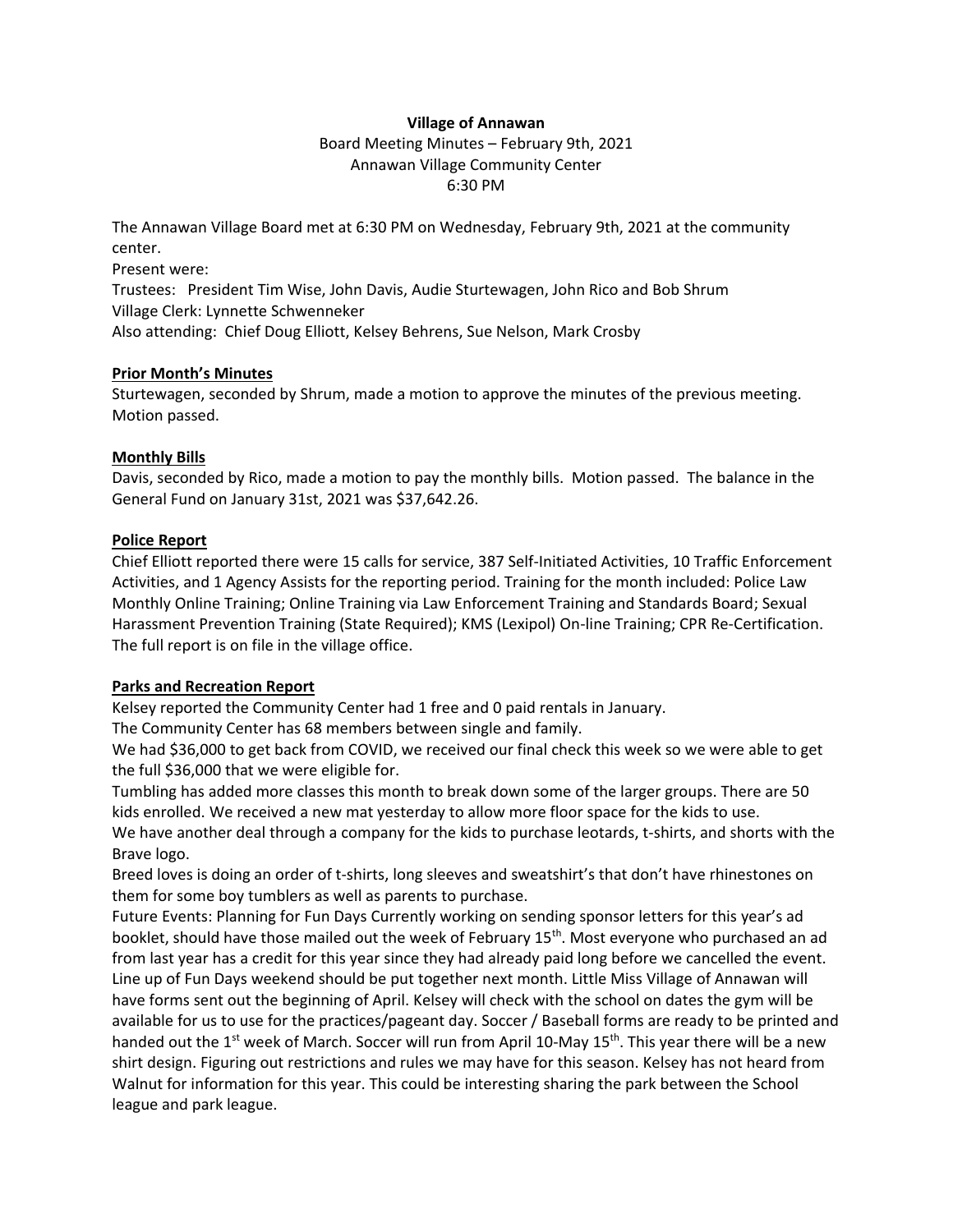**Village of Annawan**

Board Meeting Minutes – February 9th, 2021
Annawan Village Community Center
6:30 PM

The Annawan Village Board met at 6:30 PM on Wednesday, February 9th, 2021 at the community center.

Present were:

Trustees: President Tim Wise, John Davis, Audie Sturtewagen, John Rico and Bob Shrum

Village Clerk: Lynnette Schwenneker

Also attending: Chief Doug Elliott, Kelsey Behrens, Sue Nelson, Mark Crosby

**Prior Month's Minutes**

Sturtewagen, seconded by Shrum, made a motion to approve the minutes of the previous meeting. Motion passed.

**Monthly Bills**

Davis, seconded by Rico, made a motion to pay the monthly bills. Motion passed. The balance in the General Fund on January 31st, 2021 was $37,642.26.

**Police Report**

Chief Elliott reported there were 15 calls for service, 387 Self-Initiated Activities, 10 Traffic Enforcement Activities, and 1 Agency Assists for the reporting period. Training for the month included: Police Law Monthly Online Training; Online Training via Law Enforcement Training and Standards Board; Sexual Harassment Prevention Training (State Required); KMS (Lexipol) On-line Training; CPR Re-Certification. The full report is on file in the village office.

**Parks and Recreation Report**

Kelsey reported the Community Center had 1 free and 0 paid rentals in January.

The Community Center has 68 members between single and family.

We had $36,000 to get back from COVID, we received our final check this week so we were able to get the full $36,000 that we were eligible for.

Tumbling has added more classes this month to break down some of the larger groups. There are 50 kids enrolled. We received a new mat yesterday to allow more floor space for the kids to use.

We have another deal through a company for the kids to purchase leotards, t-shirts, and shorts with the Brave logo.

Breed loves is doing an order of t-shirts, long sleeves and sweatshirt's that don't have rhinestones on them for some boy tumblers as well as parents to purchase.

Future Events: Planning for Fun Days Currently working on sending sponsor letters for this year's ad booklet, should have those mailed out the week of February 15th. Most everyone who purchased an ad from last year has a credit for this year since they had already paid long before we cancelled the event. Line up of Fun Days weekend should be put together next month. Little Miss Village of Annawan will have forms sent out the beginning of April. Kelsey will check with the school on dates the gym will be available for us to use for the practices/pageant day. Soccer / Baseball forms are ready to be printed and handed out the 1st week of March. Soccer will run from April 10-May 15th. This year there will be a new shirt design. Figuring out restrictions and rules we may have for this season. Kelsey has not heard from Walnut for information for this year. This could be interesting sharing the park between the School league and park league.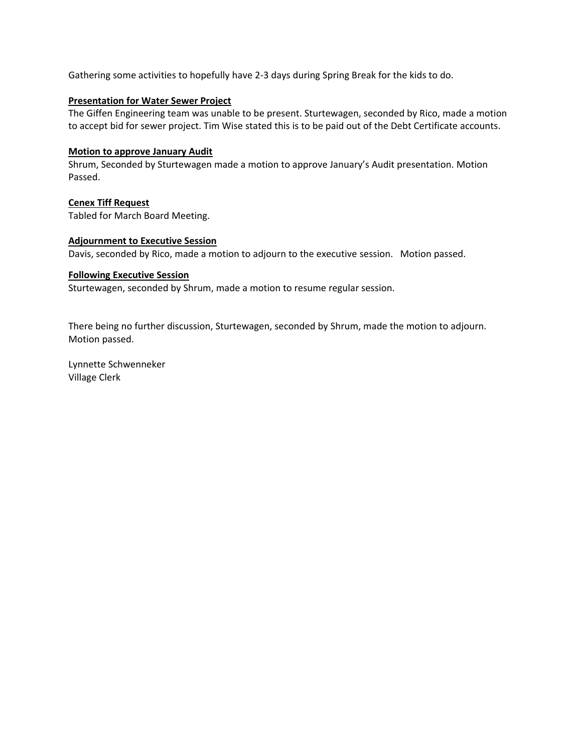Gathering some activities to hopefully have 2-3 days during Spring Break for the kids to do.

**Presentation for Water Sewer Project**

The Giffen Engineering team was unable to be present. Sturtewagen, seconded by Rico, made a motion to accept bid for sewer project. Tim Wise stated this is to be paid out of the Debt Certificate accounts.

**Motion to approve January Audit**

Shrum, Seconded by Sturtewagen made a motion to approve January's Audit presentation. Motion Passed.

**Cenex Tiff Request**

Tabled for March Board Meeting.

**Adjournment to Executive Session**

Davis, seconded by Rico, made a motion to adjourn to the executive session. Motion passed.

**Following Executive Session**

Sturtewagen, seconded by Shrum, made a motion to resume regular session.

There being no further discussion, Sturtewagen, seconded by Shrum, made the motion to adjourn. Motion passed.

Lynnette Schwenneker
Village Clerk